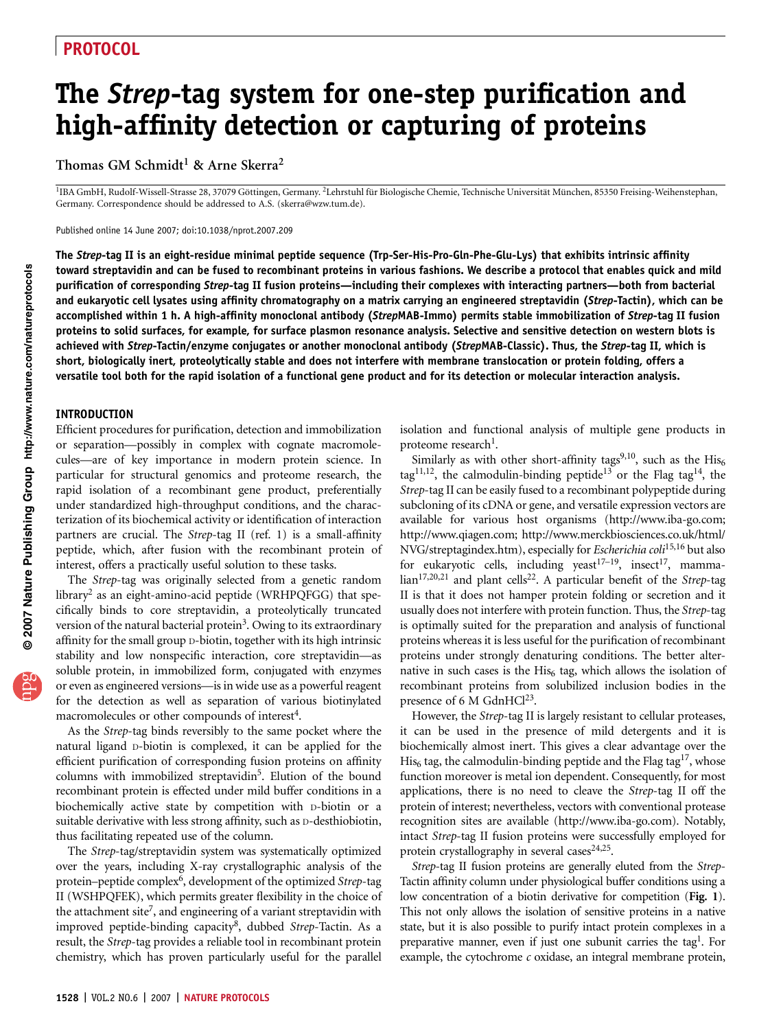# The *Strep*-tag system for one-step purification and high-affinity detection or capturing of proteins

Thomas GM Schmidt[1] & Arne Skerra[2]

[1]IBA GmbH, Rudolf-Wissell-Strasse 28, 37079 Göttingen, Germany. [2]Lehrstuhl für Biologische Chemie, Technische Universität München, 85350 Freising-Weihenstephan, Germany. Correspondence should be addressed to A.S. (skerra@wzw.tum.de).

Published online 14 June 2007; doi:10.1038/nprot.2007.209

**The *Strep*-tag II is an eight-residue minimal peptide sequence (Trp-Ser-His-Pro-Gln-Phe-Glu-Lys) that exhibits intrinsic affinity toward streptavidin and can be fused to recombinant proteins in various fashions. We describe a protocol that enables quick and mild purification of corresponding *Strep*-tag II fusion proteins—including their complexes with interacting partners—both from bacterial and eukaryotic cell lysates using affinity chromatography on a matrix carrying an engineered streptavidin (*Strep*-Tactin), which can be accomplished within 1 h. A high-affinity monoclonal antibody (*Strep*MAB-Immo) permits stable immobilization of *Strep*-tag II fusion proteins to solid surfaces, for example, for surface plasmon resonance analysis. Selective and sensitive detection on western blots is achieved with *Strep*-Tactin/enzyme conjugates or another monoclonal antibody (*Strep*MAB-Classic). Thus, the *Strep*-tag II, which is short, biologically inert, proteolytically stable and does not interfere with membrane translocation or protein folding, offers a versatile tool both for the rapid isolation of a functional gene product and for its detection or molecular interaction analysis.**

## INTRODUCTION

Efficient procedures for purification, detection and immobilization or separation—possibly in complex with cognate macromolecules—are of key importance in modern protein science. In particular for structural genomics and proteome research, the rapid isolation of a recombinant gene product, preferentially under standardized high-throughput conditions, and the characterization of its biochemical activity or identification of interaction partners are crucial. The *Strep*-tag II (ref. 1) is a small-affinity peptide, which, after fusion with the recombinant protein of interest, offers a practically useful solution to these tasks.

The *Strep*-tag was originally selected from a genetic random library[2] as an eight-amino-acid peptide (WRHPQFGG) that specifically binds to core streptavidin, a proteolytically truncated version of the natural bacterial protein[3]. Owing to its extraordinary affinity for the small group D-biotin, together with its high intrinsic stability and low nonspecific interaction, core streptavidin—as soluble protein, in immobilized form, conjugated with enzymes or even as engineered versions—is in wide use as a powerful reagent for the detection as well as separation of various biotinylated macromolecules or other compounds of interest[4].

As the *Strep*-tag binds reversibly to the same pocket where the natural ligand D-biotin is complexed, it can be applied for the efficient purification of corresponding fusion proteins on affinity columns with immobilized streptavidin[5]. Elution of the bound recombinant protein is effected under mild buffer conditions in a biochemically active state by competition with D-biotin or a suitable derivative with less strong affinity, such as D-desthiobiotin, thus facilitating repeated use of the column.

The *Strep*-tag/streptavidin system was systematically optimized over the years, including X-ray crystallographic analysis of the protein–peptide complex[6], development of the optimized *Strep*-tag II (WSHPQFEK), which permits greater flexibility in the choice of the attachment site[7], and engineering of a variant streptavidin with improved peptide-binding capacity[8], dubbed *Strep*-Tactin. As a result, the *Strep*-tag provides a reliable tool in recombinant protein chemistry, which has proven particularly useful for the parallel isolation and functional analysis of multiple gene products in proteome research[1].

Similarly as with other short-affinity tags[9,10], such as the $His_6$ tag[11,12], the calmodulin-binding peptide[13] or the Flag tag[14], the *Strep*-tag II can be easily fused to a recombinant polypeptide during subcloning of its cDNA or gene, and versatile expression vectors are available for various host organisms (http://www.iba-go.com; http://www.qiagen.com; http://www.merckbiosciences.co.uk/html/NVG/streptagindex.htm), especially for *Escherichia coli*[15,16] but also for eukaryotic cells, including yeast[17–19], insect[17], mammalian[17,20,21] and plant cells[22]. A particular benefit of the *Strep*-tag II is that it does not hamper protein folding or secretion and it usually does not interfere with protein function. Thus, the *Strep*-tag is optimally suited for the preparation and analysis of functional proteins whereas it is less useful for the purification of recombinant proteins under strongly denaturing conditions. The better alternative in such cases is the $His_6$ tag, which allows the isolation of recombinant proteins from solubilized inclusion bodies in the presence of 6 M GdnHCl[23].

However, the *Strep*-tag II is largely resistant to cellular proteases, it can be used in the presence of mild detergents and it is biochemically almost inert. This gives a clear advantage over the $His_6$ tag, the calmodulin-binding peptide and the Flag tag[17], whose function moreover is metal ion dependent. Consequently, for most applications, there is no need to cleave the *Strep*-tag II off the protein of interest; nevertheless, vectors with conventional protease recognition sites are available (http://www.iba-go.com). Notably, intact *Strep*-tag II fusion proteins were successfully employed for protein crystallography in several cases[24,25].

*Strep*-tag II fusion proteins are generally eluted from the *Strep*-Tactin affinity column under physiological buffer conditions using a low concentration of a biotin derivative for competition (**Fig. 1**). This not only allows the isolation of sensitive proteins in a native state, but it is also possible to purify intact protein complexes in a preparative manner, even if just one subunit carries the tag[1]. For example, the cytochrome *c* oxidase, an integral membrane protein,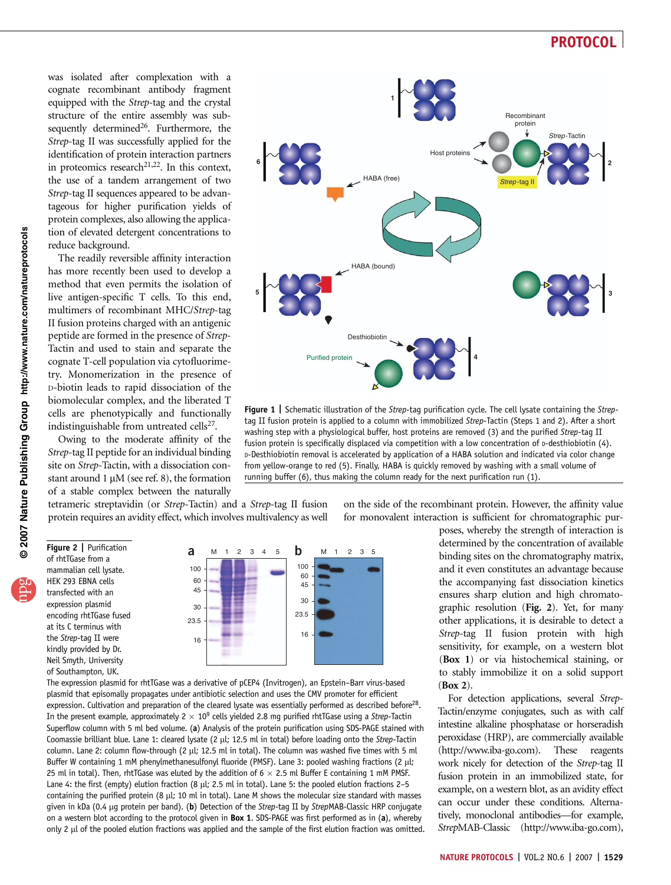was isolated after complexation with a cognate recombinant antibody fragment equipped with the *Strep*-tag and the crystal structure of the entire assembly was subsequently determined[26]. Furthermore, the *Strep*-tag II was successfully applied for the identification of protein interaction partners in proteomics research[21,22]. In this context, the use of a tandem arrangement of two *Strep*-tag II sequences appeared to be advantageous for higher purification yields of protein complexes, also allowing the application of elevated detergent concentrations to reduce background.

The readily reversible affinity interaction has more recently been used to develop a method that even permits the isolation of live antigen-specific T cells. To this end, multimers of recombinant MHC/*Strep*-tag II fusion proteins charged with an antigenic peptide are formed in the presence of *Strep*-Tactin and used to stain and separate the cognate T-cell population via cytofluorimetry. Monomerization in the presence of D-biotin leads to rapid dissociation of the biomolecular complex, and the liberated T cells are phenotypically and functionally indistinguishable from untreated cells[27].

Owing to the moderate affinity of the *Strep*-tag II peptide for an individual binding site on *Strep*-Tactin, with a dissociation constant around 1 μM (see ref. 8), the formation of a stable complex between the naturally tetrameric streptavidin (or *Strep*-Tactin) and a *Strep*-tag II fusion protein requires an avidity effect, which involves multivalency as well on the side of the recombinant protein. However, the affinity value for monovalent interaction is sufficient for chromatographic purposes, whereby the strength of interaction is determined by the concentration of available binding sites on the chromatography matrix, and it even constitutes an advantage because the accompanying fast dissociation kinetics ensures sharp elution and high chromatographic resolution (**Fig. 2**). Yet, for many other applications, it is desirable to detect a *Strep*-tag II fusion protein with high sensitivity, for example, on a western blot (**Box 1**) or via histochemical staining, or to stably immobilize it on a solid support (**Box 2**).

For detection applications, several *Strep*-Tactin/enzyme conjugates, such as with calf intestine alkaline phosphatase or horseradish peroxidase (HRP), are commercially available (http://www.iba-go.com). These reagents work nicely for detection of the *Strep*-tag II fusion protein in an immobilized state, for example, on a western blot, as an avidity effect can occur under these conditions. Alternatively, monoclonal antibodies—for example, *Strep*MAB-Classic (http://www.iba-go.com),

1
Recombinant protein
Host proteins
*Strep*-Tactin
*Strep*-tag II
2
6
HABA (free)
HABA (bound)
5
3
Desthiobiotin
Purified protein
4

**Figure 1** | Schematic illustration of the *Strep*-tag purification cycle. The cell lysate containing the *Strep*-tag II fusion protein is applied to a column with immobilized *Strep*-Tactin (Steps 1 and 2). After a short washing step with a physiological buffer, host proteins are removed (3) and the purified *Strep*-tag II fusion protein is specifically displaced via competition with a low concentration of D-desthiobiotin (4). D-Desthiobiotin removal is accelerated by application of a HABA solution and indicated via color change from yellow-orange to red (5). Finally, HABA is quickly removed by washing with a small volume of running buffer (6), thus making the column ready for the next purification run (1).

a
M 1 2 3 4 5
100
60
45
30
23.5
16

b
M 1 2 3 5
100
60
45
30
23.5
16

**Figure 2** | Purification of rhtTGase from a mammalian cell lysate. HEK 293 EBNA cells transfected with an expression plasmid encoding rhtTGase fused at its C terminus with the *Strep*-tag II were kindly provided by Dr. Neil Smyth, University of Southampton, UK. The expression plasmid for rhtTGase was a derivative of pCEP4 (Invitrogen), an Epstein–Barr virus-based plasmid that episomally propagates under antibiotic selection and uses the CMV promoter for efficient expression. Cultivation and preparation of the cleared lysate was essentially performed as described before[28]. In the present example, approximately $2 \times 10^9$ cells yielded 2.8 mg purified rhtTGase using a *Strep*-Tactin Superflow column with 5 ml bed volume. (**a**) Analysis of the protein purification using SDS-PAGE stained with Coomassie brilliant blue. Lane 1: cleared lysate (2 μl; 12.5 ml in total) before loading onto the *Strep*-Tactin column. Lane 2: column flow-through (2 μl; 12.5 ml in total). The column was washed five times with 5 ml Buffer W containing 1 mM phenylmethanesulfonyl fluoride (PMSF). Lane 3: pooled washing fractions (2 μl; 25 ml in total). Then, rhtTGase was eluted by the addition of $6 \times 2.5$ ml Buffer E containing 1 mM PMSF. Lane 4: the first (empty) elution fraction (8 μl; 2.5 ml in total). Lane 5: the pooled elution fractions 2–5 containing the purified protein (8 μl; 10 ml in total). Lane M shows the molecular size standard with masses given in kDa (0.4 μg protein per band). (**b**) Detection of the *Strep*-tag II by *Strep*MAB-Classic HRP conjugate on a western blot according to the protocol given in **Box 1**. SDS-PAGE was first performed as in (**a**), whereby only 2 μl of the pooled elution fractions was applied and the sample of the first elution fraction was omitted.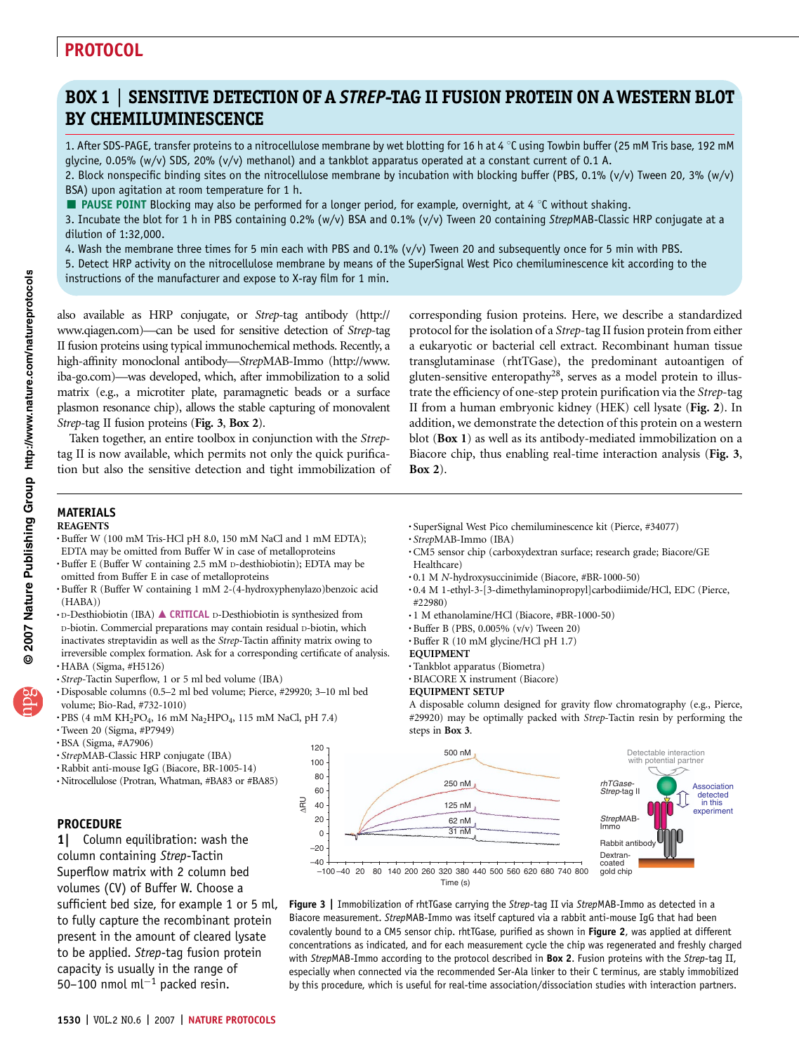## BOX 1 | SENSITIVE DETECTION OF A *STREP*-TAG II FUSION PROTEIN ON A WESTERN BLOT BY CHEMILUMINESCENCE

1. After SDS-PAGE, transfer proteins to a nitrocellulose membrane by wet blotting for 16 h at 4 °C using Towbin buffer (25 mM Tris base, 192 mM glycine, 0.05% (w/v) SDS, 20% (v/v) methanol) and a tankblot apparatus operated at a constant current of 0.1 A.
2. Block nonspecific binding sites on the nitrocellulose membrane by incubation with blocking buffer (PBS, 0.1% (v/v) Tween 20, 3% (w/v) BSA) upon agitation at room temperature for 1 h.

■ **PAUSE POINT** Blocking may also be performed for a longer period, for example, overnight, at 4 °C without shaking.

3. Incubate the blot for 1 h in PBS containing 0.2% (w/v) BSA and 0.1% (v/v) Tween 20 containing *Strep*MAB-Classic HRP conjugate at a dilution of 1:32,000.
4. Wash the membrane three times for 5 min each with PBS and 0.1% (v/v) Tween 20 and subsequently once for 5 min with PBS.
5. Detect HRP activity on the nitrocellulose membrane by means of the SuperSignal West Pico chemiluminescence kit according to the instructions of the manufacturer and expose to X-ray film for 1 min.

also available as HRP conjugate, or *Strep*-tag antibody (http://www.qiagen.com)—can be used for sensitive detection of *Strep*-tag II fusion proteins using typical immunochemical methods. Recently, a high-affinity monoclonal antibody—*Strep*MAB-Immo (http://www.iba-go.com)—was developed, which, after immobilization to a solid matrix (e.g., a microtiter plate, paramagnetic beads or a surface plasmon resonance chip), allows the stable capturing of monovalent *Strep*-tag II fusion proteins (**Fig. 3**, **Box 2**).

Taken together, an entire toolbox in conjunction with the *Strep*-tag II is now available, which permits not only the quick purification but also the sensitive detection and tight immobilization of corresponding fusion proteins. Here, we describe a standardized protocol for the isolation of a *Strep*-tag II fusion protein from either a eukaryotic or bacterial cell extract. Recombinant human tissue transglutaminase (rhTGase), the predominant autoantigen of gluten-sensitive enteropathy[28], serves as a model protein to illustrate the efficiency of one-step protein purification via the *Strep*-tag II from a human embryonic kidney (HEK) cell lysate (**Fig. 2**). In addition, we demonstrate the detection of this protein on a western blot (**Box 1**) as well as its antibody-mediated immobilization on a Biacore chip, thus enabling real-time interaction analysis (**Fig. 3**, **Box 2**).

## MATERIALS

### REAGENTS

- Buffer W (100 mM Tris-HCl pH 8.0, 150 mM NaCl and 1 mM EDTA); EDTA may be omitted from Buffer W in case of metalloproteins
- Buffer E (Buffer W containing 2.5 mM D-desthiobiotin); EDTA may be omitted from Buffer E in case of metalloproteins
- Buffer R (Buffer W containing 1 mM 2-(4-hydroxyphenylazo)benzoic acid (HABA))
- D-Desthiobiotin (IBA) ▲ **CRITICAL** D-Desthiobiotin is synthesized from D-biotin. Commercial preparations may contain residual D-biotin, which inactivates streptavidin as well as the *Strep*-Tactin affinity matrix owing to irreversible complex formation. Ask for a corresponding certificate of analysis.
- HABA (Sigma, #H5126)
- *Strep*-Tactin Superflow, 1 or 5 ml bed volume (IBA)
- Disposable columns (0.5–2 ml bed volume; Pierce, #29920; 3–10 ml bed volume; Bio-Rad, #732-1010)
- PBS (4 mM $KH_2PO_4$, 16 mM $Na_2HPO_4$, 115 mM NaCl, pH 7.4)
- Tween 20 (Sigma, #P7949)
- BSA (Sigma, #A7906)
- *Strep*MAB-Classic HRP conjugate (IBA)
- Rabbit anti-mouse IgG (Biacore, BR-1005-14)
- Nitrocellulose (Protran, Whatman, #BA83 or #BA85)
- SuperSignal West Pico chemiluminescence kit (Pierce, #34077)
- *Strep*MAB-Immo (IBA)
- CM5 sensor chip (carboxydextran surface; research grade; Biacore/GE Healthcare)
- 0.1 M *N*-hydroxysuccinimide (Biacore, #BR-1000-50)
- 0.4 M 1-ethyl-3-[3-dimethylaminopropyl]carbodiimide/HCl, EDC (Pierce, #22980)
- 1 M ethanolamine/HCl (Biacore, #BR-1000-50)
- Buffer B (PBS, 0.005% (v/v) Tween 20)
- Buffer R (10 mM glycine/HCl pH 1.7)

### EQUIPMENT

- Tankblot apparatus (Biometra)
- BIACORE X instrument (Biacore)

### EQUIPMENT SETUP

A disposable column designed for gravity flow chromatography (e.g., Pierce, #29920) may be optimally packed with *Strep*-Tactin resin by performing the steps in **Box 3**.

## PROCEDURE

**1|** Column equilibration: wash the column containing *Strep*-Tactin Superflow matrix with 2 column bed volumes (CV) of Buffer W. Choose a sufficient bed size, for example 1 or 5 ml, to fully capture the recombinant protein present in the amount of cleared lysate to be applied. *Strep*-tag fusion protein capacity is usually in the range of 50–100 nmol $ml^{-1}$ packed resin.

500 nM
250 nM
125 nM
62 nM
31 nM
ΔRU
120
100
80
60
40
20
0
–20
–40
–100 –40 20 80 140 200 260 320 380 440 500 560 620 680 740 800
Time (s)

Detectable interaction with potential partner
rhTGase-*Strep*-tag II
Association detected in this experiment
*Strep*MAB-Immo
Rabbit antibody
Dextran-coated gold chip

**Figure 3 |** Immobilization of rhtTGase carrying the *Strep*-tag II via *Strep*MAB-Immo as detected in a Biacore measurement. *Strep*MAB-Immo was itself captured via a rabbit anti-mouse IgG that had been covalently bound to a CM5 sensor chip. rhtTGase, purified as shown in **Figure 2**, was applied at different concentrations as indicated, and for each measurement cycle the chip was regenerated and freshly charged with *Strep*MAB-Immo according to the protocol described in **Box 2**. Fusion proteins with the *Strep*-tag II, especially when connected via the recommended Ser-Ala linker to their C terminus, are stably immobilized by this procedure, which is useful for real-time association/dissociation studies with interaction partners.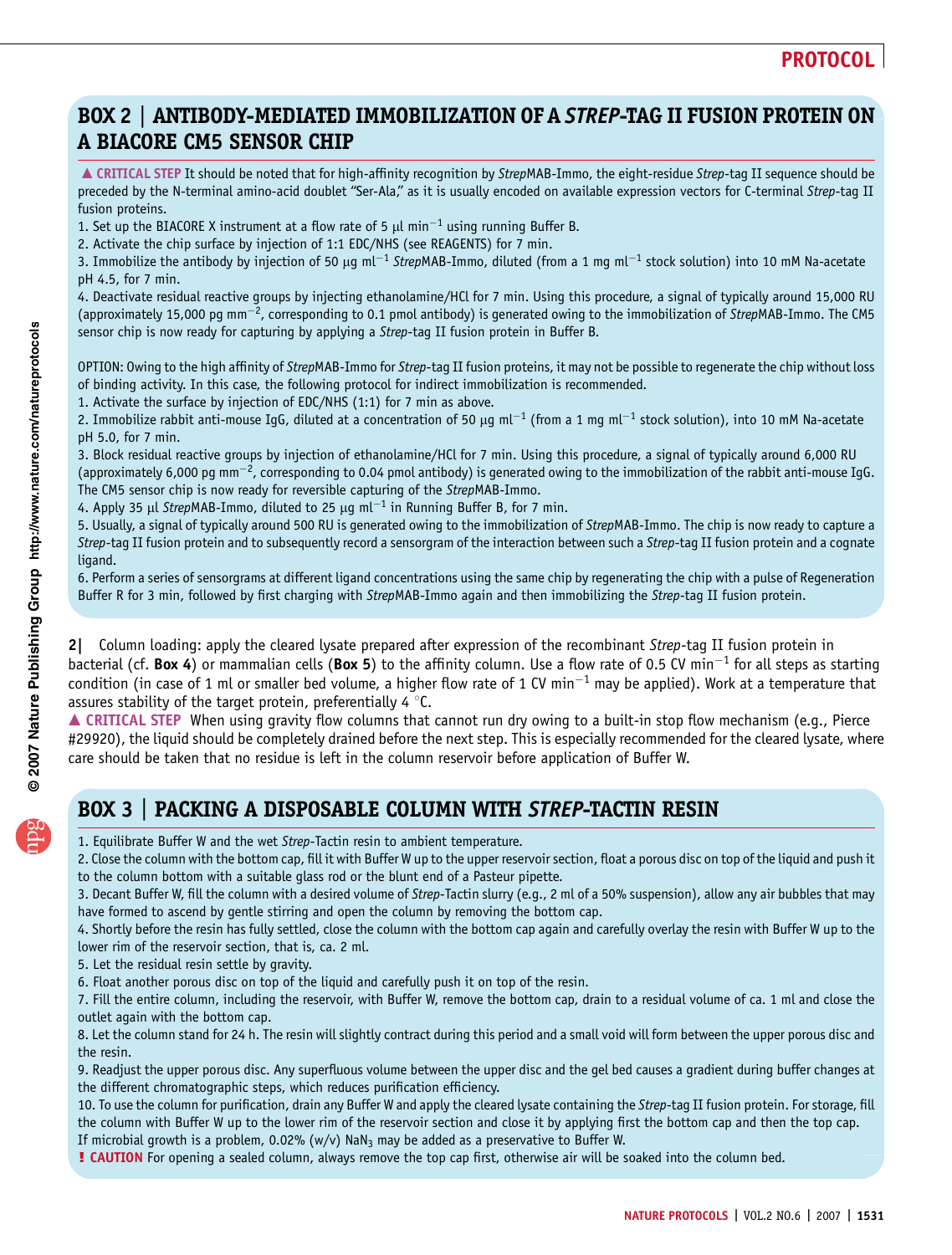## BOX 2 | ANTIBODY-MEDIATED IMMOBILIZATION OF A *STREP*-TAG II FUSION PROTEIN ON A BIACORE CM5 SENSOR CHIP

▲ **CRITICAL STEP** It should be noted that for high-affinity recognition by *Strep*MAB-Immo, the eight-residue *Strep*-tag II sequence should be preceded by the N-terminal amino-acid doublet "Ser-Ala," as it is usually encoded on available expression vectors for C-terminal *Strep*-tag II fusion proteins.

1. Set up the BIACORE X instrument at a flow rate of 5 μl $min^{-1}$ using running Buffer B.
2. Activate the chip surface by injection of 1:1 EDC/NHS (see REAGENTS) for 7 min.
3. Immobilize the antibody by injection of 50 μg $ml^{-1}$ *Strep*MAB-Immo, diluted (from a 1 mg $ml^{-1}$ stock solution) into 10 mM Na-acetate pH 4.5, for 7 min.
4. Deactivate residual reactive groups by injecting ethanolamine/HCl for 7 min. Using this procedure, a signal of typically around 15,000 RU (approximately 15,000 pg $mm^{-2}$, corresponding to 0.1 pmol antibody) is generated owing to the immobilization of *Strep*MAB-Immo. The CM5 sensor chip is now ready for capturing by applying a *Strep*-tag II fusion protein in Buffer B.

OPTION: Owing to the high affinity of *Strep*MAB-Immo for *Strep*-tag II fusion proteins, it may not be possible to regenerate the chip without loss of binding activity. In this case, the following protocol for indirect immobilization is recommended.

1. Activate the surface by injection of EDC/NHS (1:1) for 7 min as above.
2. Immobilize rabbit anti-mouse IgG, diluted at a concentration of 50 μg $ml^{-1}$ (from a 1 mg $ml^{-1}$ stock solution), into 10 mM Na-acetate pH 5.0, for 7 min.
3. Block residual reactive groups by injection of ethanolamine/HCl for 7 min. Using this procedure, a signal of typically around 6,000 RU (approximately 6,000 pg $mm^{-2}$, corresponding to 0.04 pmol antibody) is generated owing to the immobilization of the rabbit anti-mouse IgG. The CM5 sensor chip is now ready for reversible capturing of the *Strep*MAB-Immo.
4. Apply 35 μl *Strep*MAB-Immo, diluted to 25 μg $ml^{-1}$ in Running Buffer B, for 7 min.
5. Usually, a signal of typically around 500 RU is generated owing to the immobilization of *Strep*MAB-Immo. The chip is now ready to capture a *Strep*-tag II fusion protein and to subsequently record a sensorgram of the interaction between such a *Strep*-tag II fusion protein and a cognate ligand.
6. Perform a series of sensorgrams at different ligand concentrations using the same chip by regenerating the chip with a pulse of Regeneration Buffer R for 3 min, followed by first charging with *Strep*MAB-Immo again and then immobilizing the *Strep*-tag II fusion protein.

**2|** Column loading: apply the cleared lysate prepared after expression of the recombinant *Strep*-tag II fusion protein in bacterial (cf. **Box 4**) or mammalian cells (**Box 5**) to the affinity column. Use a flow rate of 0.5 CV $min^{-1}$ for all steps as starting condition (in case of 1 ml or smaller bed volume, a higher flow rate of 1 CV $min^{-1}$ may be applied). Work at a temperature that assures stability of the target protein, preferentially 4 °C.

▲ **CRITICAL STEP** When using gravity flow columns that cannot run dry owing to a built-in stop flow mechanism (e.g., Pierce #29920), the liquid should be completely drained before the next step. This is especially recommended for the cleared lysate, where care should be taken that no residue is left in the column reservoir before application of Buffer W.

## BOX 3 | PACKING A DISPOSABLE COLUMN WITH *STREP*-TACTIN RESIN

1. Equilibrate Buffer W and the wet *Strep*-Tactin resin to ambient temperature.
2. Close the column with the bottom cap, fill it with Buffer W up to the upper reservoir section, float a porous disc on top of the liquid and push it to the column bottom with a suitable glass rod or the blunt end of a Pasteur pipette.
3. Decant Buffer W, fill the column with a desired volume of *Strep*-Tactin slurry (e.g., 2 ml of a 50% suspension), allow any air bubbles that may have formed to ascend by gentle stirring and open the column by removing the bottom cap.
4. Shortly before the resin has fully settled, close the column with the bottom cap again and carefully overlay the resin with Buffer W up to the lower rim of the reservoir section, that is, ca. 2 ml.
5. Let the residual resin settle by gravity.
6. Float another porous disc on top of the liquid and carefully push it on top of the resin.
7. Fill the entire column, including the reservoir, with Buffer W, remove the bottom cap, drain to a residual volume of ca. 1 ml and close the outlet again with the bottom cap.
8. Let the column stand for 24 h. The resin will slightly contract during this period and a small void will form between the upper porous disc and the resin.
9. Readjust the upper porous disc. Any superfluous volume between the upper disc and the gel bed causes a gradient during buffer changes at the different chromatographic steps, which reduces purification efficiency.
10. To use the column for purification, drain any Buffer W and apply the cleared lysate containing the *Strep*-tag II fusion protein. For storage, fill the column with Buffer W up to the lower rim of the reservoir section and close it by applying first the bottom cap and then the top cap. If microbial growth is a problem, 0.02% (w/v) $NaN_3$ may be added as a preservative to Buffer W.

**! CAUTION** For opening a sealed column, always remove the top cap first, otherwise air will be soaked into the column bed.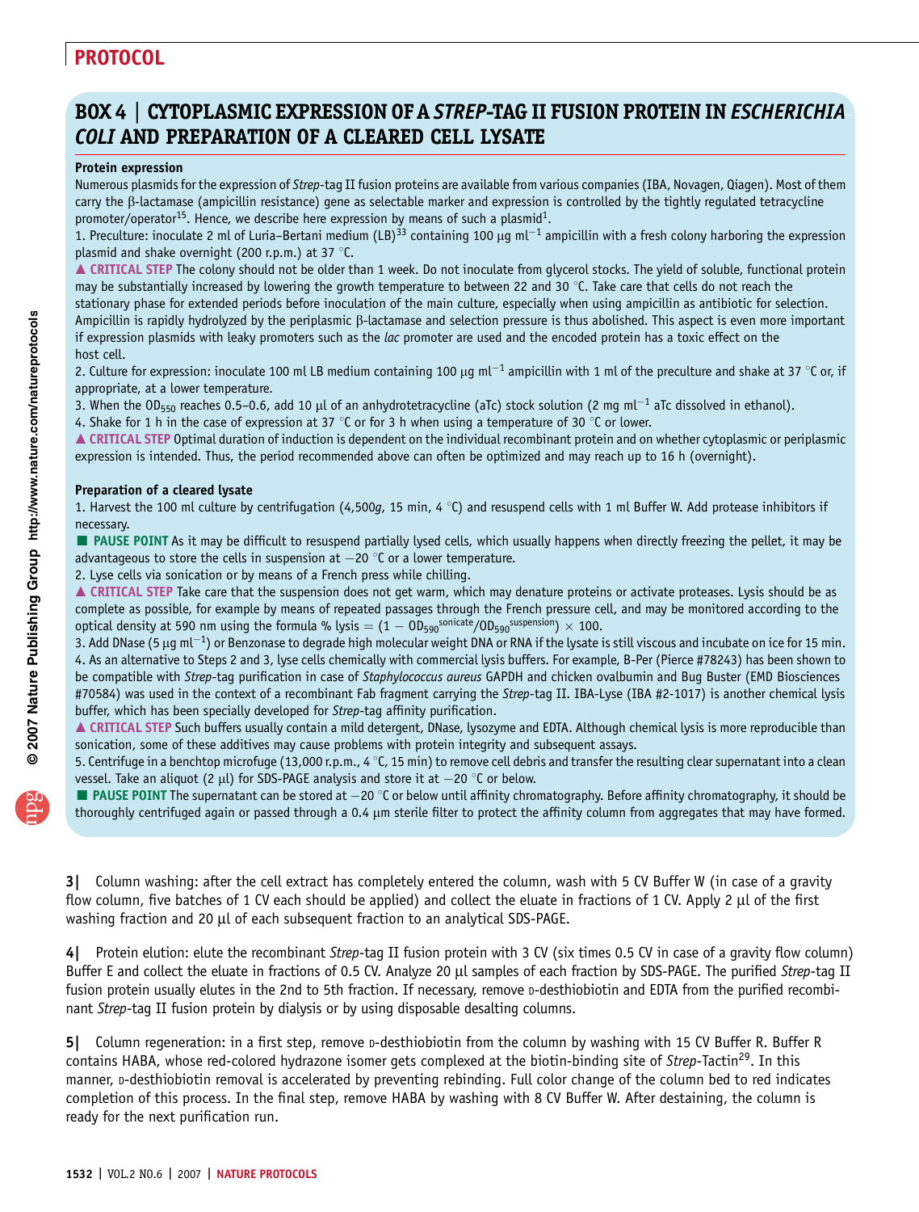## BOX 4 | CYTOPLASMIC EXPRESSION OF A *STREP*-TAG II FUSION PROTEIN IN *ESCHERICHIA COLI* AND PREPARATION OF A CLEARED CELL LYSATE

**Protein expression**

Numerous plasmids for the expression of *Strep*-tag II fusion proteins are available from various companies (IBA, Novagen, Qiagen). Most of them carry the β-lactamase (ampicillin resistance) gene as selectable marker and expression is controlled by the tightly regulated tetracycline promoter/operator[15]. Hence, we describe here expression by means of such a plasmid[1].

1. Preculture: inoculate 2 ml of Luria–Bertani medium (LB)[33] containing 100 μg ml$^{-1}$ ampicillin with a fresh colony harboring the expression plasmid and shake overnight (200 r.p.m.) at 37 °C.

▲ **CRITICAL STEP** The colony should not be older than 1 week. Do not inoculate from glycerol stocks. The yield of soluble, functional protein may be substantially increased by lowering the growth temperature to between 22 and 30 °C. Take care that cells do not reach the stationary phase for extended periods before inoculation of the main culture, especially when using ampicillin as antibiotic for selection. Ampicillin is rapidly hydrolyzed by the periplasmic β-lactamase and selection pressure is thus abolished. This aspect is even more important if expression plasmids with leaky promoters such as the *lac* promoter are used and the encoded protein has a toxic effect on the host cell.

2. Culture for expression: inoculate 100 ml LB medium containing 100 μg ml$^{-1}$ ampicillin with 1 ml of the preculture and shake at 37 °C or, if appropriate, at a lower temperature.

3. When the $OD_{550}$ reaches 0.5–0.6, add 10 μl of an anhydrotetracycline (aTc) stock solution (2 mg ml$^{-1}$ aTc dissolved in ethanol).

4. Shake for 1 h in the case of expression at 37 °C or for 3 h when using a temperature of 30 °C or lower.

▲ **CRITICAL STEP** Optimal duration of induction is dependent on the individual recombinant protein and on whether cytoplasmic or periplasmic expression is intended. Thus, the period recommended above can often be optimized and may reach up to 16 h (overnight).

**Preparation of a cleared lysate**

1. Harvest the 100 ml culture by centrifugation (4,500*g*, 15 min, 4 °C) and resuspend cells with 1 ml Buffer W. Add protease inhibitors if necessary.

■ **PAUSE POINT** As it may be difficult to resuspend partially lysed cells, which usually happens when directly freezing the pellet, it may be advantageous to store the cells in suspension at −20 °C or a lower temperature.

2. Lyse cells via sonication or by means of a French press while chilling.

▲ **CRITICAL STEP** Take care that the suspension does not get warm, which may denature proteins or activate proteases. Lysis should be as complete as possible, for example by means of repeated passages through the French pressure cell, and may be monitored according to the optical density at 590 nm using the formula % lysis = $(1 - OD_{590}^{sonicate}/OD_{590}^{suspension}) \times 100$.

3. Add DNase (5 μg ml$^{-1}$) or Benzonase to degrade high molecular weight DNA or RNA if the lysate is still viscous and incubate on ice for 15 min.

4. As an alternative to Steps 2 and 3, lyse cells chemically with commercial lysis buffers. For example, B-Per (Pierce #78243) has been shown to be compatible with *Strep*-tag purification in case of *Staphylococcus aureus* GAPDH and chicken ovalbumin and Bug Buster (EMD Biosciences #70584) was used in the context of a recombinant Fab fragment carrying the *Strep*-tag II. IBA-Lyse (IBA #2-1017) is another chemical lysis buffer, which has been specially developed for *Strep*-tag affinity purification.

▲ **CRITICAL STEP** Such buffers usually contain a mild detergent, DNase, lysozyme and EDTA. Although chemical lysis is more reproducible than sonication, some of these additives may cause problems with protein integrity and subsequent assays.

5. Centrifuge in a benchtop microfuge (13,000 r.p.m., 4 °C, 15 min) to remove cell debris and transfer the resulting clear supernatant into a clean vessel. Take an aliquot (2 μl) for SDS-PAGE analysis and store it at −20 °C or below.

■ **PAUSE POINT** The supernatant can be stored at −20 °C or below until affinity chromatography. Before affinity chromatography, it should be thoroughly centrifuged again or passed through a 0.4 μm sterile filter to protect the affinity column from aggregates that may have formed.

**3|** Column washing: after the cell extract has completely entered the column, wash with 5 CV Buffer W (in case of a gravity flow column, five batches of 1 CV each should be applied) and collect the eluate in fractions of 1 CV. Apply 2 μl of the first washing fraction and 20 μl of each subsequent fraction to an analytical SDS-PAGE.

**4|** Protein elution: elute the recombinant *Strep*-tag II fusion protein with 3 CV (six times 0.5 CV in case of a gravity flow column) Buffer E and collect the eluate in fractions of 0.5 CV. Analyze 20 μl samples of each fraction by SDS-PAGE. The purified *Strep*-tag II fusion protein usually elutes in the 2nd to 5th fraction. If necessary, remove D-desthiobiotin and EDTA from the purified recombinant *Strep*-tag II fusion protein by dialysis or by using disposable desalting columns.

**5|** Column regeneration: in a first step, remove D-desthiobiotin from the column by washing with 15 CV Buffer R. Buffer R contains HABA, whose red-colored hydrazone isomer gets complexed at the biotin-binding site of *Strep*-Tactin[29]. In this manner, D-desthiobiotin removal is accelerated by preventing rebinding. Full color change of the column bed to red indicates completion of this process. In the final step, remove HABA by washing with 8 CV Buffer W. After destaining, the column is ready for the next purification run.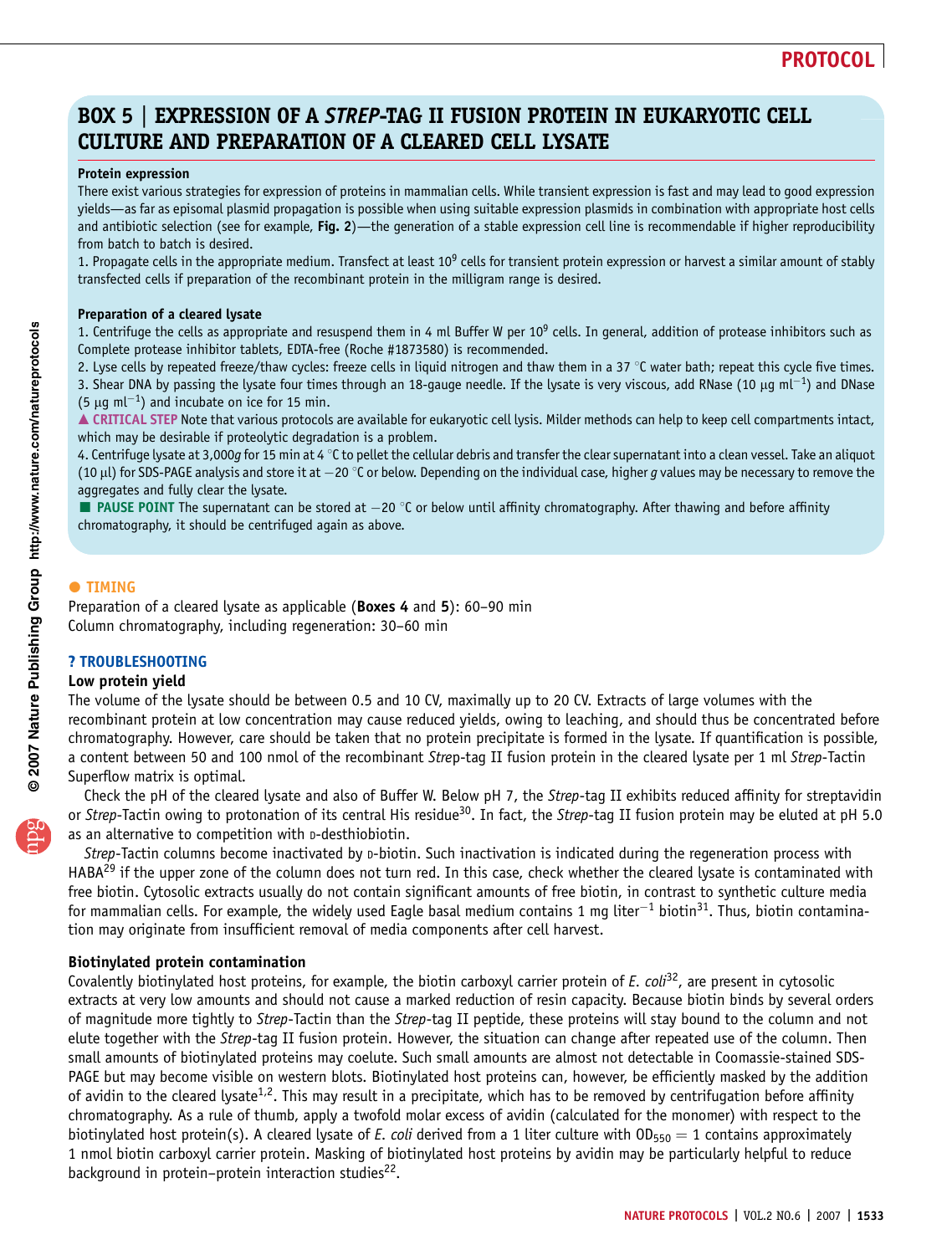## BOX 5 | EXPRESSION OF A *STREP*-TAG II FUSION PROTEIN IN EUKARYOTIC CELL CULTURE AND PREPARATION OF A CLEARED CELL LYSATE

**Protein expression**

There exist various strategies for expression of proteins in mammalian cells. While transient expression is fast and may lead to good expression yields—as far as episomal plasmid propagation is possible when using suitable expression plasmids in combination with appropriate host cells and antibiotic selection (see for example, **Fig. 2**)—the generation of a stable expression cell line is recommendable if higher reproducibility from batch to batch is desired.

1. Propagate cells in the appropriate medium. Transfect at least $10^9$ cells for transient protein expression or harvest a similar amount of stably transfected cells if preparation of the recombinant protein in the milligram range is desired.

**Preparation of a cleared lysate**

1. Centrifuge the cells as appropriate and resuspend them in 4 ml Buffer W per $10^9$ cells. In general, addition of protease inhibitors such as Complete protease inhibitor tablets, EDTA-free (Roche #1873580) is recommended.
2. Lyse cells by repeated freeze/thaw cycles: freeze cells in liquid nitrogen and thaw them in a 37 °C water bath; repeat this cycle five times.
3. Shear DNA by passing the lysate four times through an 18-gauge needle. If the lysate is very viscous, add RNase (10 μg ml$^{-1}$) and DNase (5 μg ml$^{-1}$) and incubate on ice for 15 min.

▲ **CRITICAL STEP** Note that various protocols are available for eukaryotic cell lysis. Milder methods can help to keep cell compartments intact, which may be desirable if proteolytic degradation is a problem.

4. Centrifuge lysate at 3,000*g* for 15 min at 4 °C to pellet the cellular debris and transfer the clear supernatant into a clean vessel. Take an aliquot (10 μl) for SDS-PAGE analysis and store it at −20 °C or below. Depending on the individual case, higher *g* values may be necessary to remove the aggregates and fully clear the lysate.

■ **PAUSE POINT** The supernatant can be stored at −20 °C or below until affinity chromatography. After thawing and before affinity chromatography, it should be centrifuged again as above.

## ● TIMING

Preparation of a cleared lysate as applicable (**Boxes 4** and **5**): 60–90 min

Column chromatography, including regeneration: 30–60 min

## ? TROUBLESHOOTING

### Low protein yield

The volume of the lysate should be between 0.5 and 10 CV, maximally up to 20 CV. Extracts of large volumes with the recombinant protein at low concentration may cause reduced yields, owing to leaching, and should thus be concentrated before chromatography. However, care should be taken that no protein precipitate is formed in the lysate. If quantification is possible, a content between 50 and 100 nmol of the recombinant *Strep*-tag II fusion protein in the cleared lysate per 1 ml *Strep*-Tactin Superflow matrix is optimal.

Check the pH of the cleared lysate and also of Buffer W. Below pH 7, the *Strep*-tag II exhibits reduced affinity for streptavidin or *Strep*-Tactin owing to protonation of its central His residue[30]. In fact, the *Strep*-tag II fusion protein may be eluted at pH 5.0 as an alternative to competition with D-desthiobiotin.

*Strep*-Tactin columns become inactivated by D-biotin. Such inactivation is indicated during the regeneration process with HABA[29] if the upper zone of the column does not turn red. In this case, check whether the cleared lysate is contaminated with free biotin. Cytosolic extracts usually do not contain significant amounts of free biotin, in contrast to synthetic culture media for mammalian cells. For example, the widely used Eagle basal medium contains 1 mg liter$^{-1}$ biotin[31]. Thus, biotin contamination may originate from insufficient removal of media components after cell harvest.

### Biotinylated protein contamination

Covalently biotinylated host proteins, for example, the biotin carboxyl carrier protein of *E. coli*[32], are present in cytosolic extracts at very low amounts and should not cause a marked reduction of resin capacity. Because biotin binds by several orders of magnitude more tightly to *Strep*-Tactin than the *Strep*-tag II peptide, these proteins will stay bound to the column and not elute together with the *Strep*-tag II fusion protein. However, the situation can change after repeated use of the column. Then small amounts of biotinylated proteins may coelute. Such small amounts are almost not detectable in Coomassie-stained SDS-PAGE but may become visible on western blots. Biotinylated host proteins can, however, be efficiently masked by the addition of avidin to the cleared lysate[1,2]. This may result in a precipitate, which has to be removed by centrifugation before affinity chromatography. As a rule of thumb, apply a twofold molar excess of avidin (calculated for the monomer) with respect to the biotinylated host protein(s). A cleared lysate of *E. coli* derived from a 1 liter culture with $OD_{550}$ = 1 contains approximately 1 nmol biotin carboxyl carrier protein. Masking of biotinylated host proteins by avidin may be particularly helpful to reduce background in protein–protein interaction studies[22].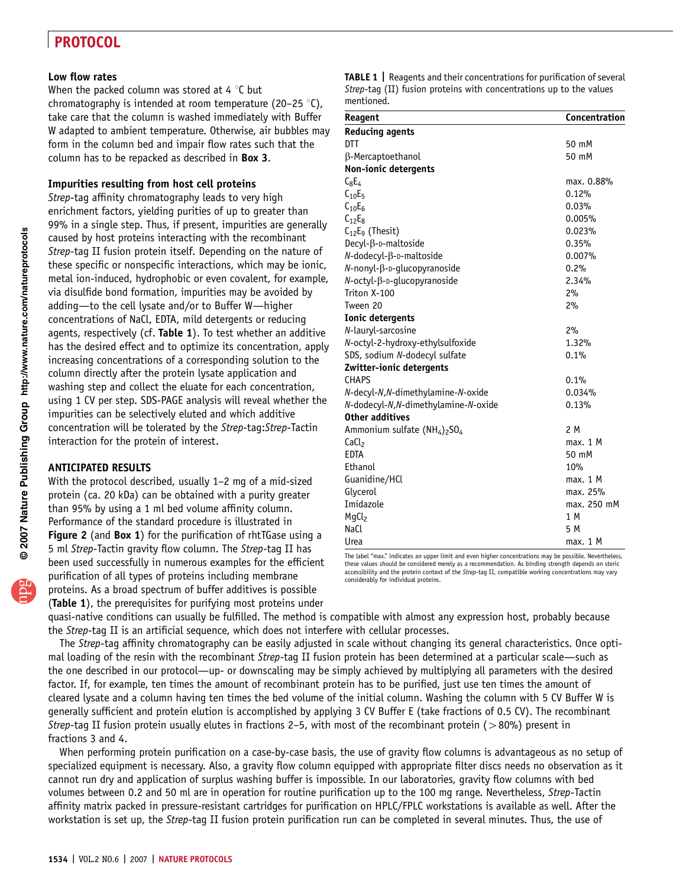### Low flow rates

When the packed column was stored at 4 °C but chromatography is intended at room temperature (20–25 °C), take care that the column is washed immediately with Buffer W adapted to ambient temperature. Otherwise, air bubbles may form in the column bed and impair flow rates such that the column has to be repacked as described in **Box 3**.

### Impurities resulting from host cell proteins

*Strep*-tag affinity chromatography leads to very high enrichment factors, yielding purities of up to greater than 99% in a single step. Thus, if present, impurities are generally caused by host proteins interacting with the recombinant *Strep*-tag II fusion protein itself. Depending on the nature of these specific or nonspecific interactions, which may be ionic, metal ion-induced, hydrophobic or even covalent, for example, via disulfide bond formation, impurities may be avoided by adding—to the cell lysate and/or to Buffer W—higher concentrations of NaCl, EDTA, mild detergents or reducing agents, respectively (cf. **Table 1**). To test whether an additive has the desired effect and to optimize its concentration, apply increasing concentrations of a corresponding solution to the column directly after the protein lysate application and washing step and collect the eluate for each concentration, using 1 CV per step. SDS-PAGE analysis will reveal whether the impurities can be selectively eluted and which additive concentration will be tolerated by the *Strep*-tag:*Strep*-Tactin interaction for the protein of interest.

## ANTICIPATED RESULTS

With the protocol described, usually 1–2 mg of a mid-sized protein (ca. 20 kDa) can be obtained with a purity greater than 95% by using a 1 ml bed volume affinity column. Performance of the standard procedure is illustrated in **Figure 2** (and **Box 1**) for the purification of rhtTGase using a 5 ml *Strep*-Tactin gravity flow column. The *Strep*-tag II has been used successfully in numerous examples for the efficient purification of all types of proteins including membrane proteins. As a broad spectrum of buffer additives is possible (**Table 1**), the prerequisites for purifying most proteins under quasi-native conditions can usually be fulfilled. The method is compatible with almost any expression host, probably because the *Strep*-tag II is an artificial sequence, which does not interfere with cellular processes.

**TABLE 1 |** Reagents and their concentrations for purification of several *Strep*-tag (II) fusion proteins with concentrations up to the values mentioned.

| Reagent | Concentration |
|---|---|
| **Reducing agents** | |
| DTT | 50 mM |
| β-Mercaptoethanol | 50 mM |
| **Non-ionic detergents** | |
| $C_8E_4$ | max. 0.88% |
| $C_{10}E_5$ | 0.12% |
| $C_{10}E_6$ | 0.03% |
| $C_{12}E_8$ | 0.005% |
| $C_{12}E_9$ (Thesit) | 0.023% |
| Decyl-β-D-maltoside | 0.35% |
| *N*-dodecyl-β-D-maltoside | 0.007% |
| *N*-nonyl-β-D-glucopyranoside | 0.2% |
| *N*-octyl-β-D-glucopyranoside | 2.34% |
| Triton X-100 | 2% |
| Tween 20 | 2% |
| **Ionic detergents** | |
| *N*-lauryl-sarcosine | 2% |
| *N*-octyl-2-hydroxy-ethylsulfoxide | 1.32% |
| SDS, sodium *N*-dodecyl sulfate | 0.1% |
| **Zwitter-ionic detergents** | |
| CHAPS | 0.1% |
| *N*-decyl-*N*,*N*-dimethylamine-*N*-oxide | 0.034% |
| *N*-dodecyl-*N*,*N*-dimethylamine-*N*-oxide | 0.13% |
| **Other additives** | |
| Ammonium sulfate $(NH_4)_2SO_4$ | 2 M |
| $CaCl_2$ | max. 1 M |
| EDTA | 50 mM |
| Ethanol | 10% |
| Guanidine/HCl | max. 1 M |
| Glycerol | max. 25% |
| Imidazole | max. 250 mM |
| $MgCl_2$ | 1 M |
| NaCl | 5 M |
| Urea | max. 1 M |

The label "max." indicates an upper limit and even higher concentrations may be possible. Nevertheless, these values should be considered merely as a recommendation. As binding strength depends on steric accessibility and the protein context of the *Strep*-tag II, compatible working concentrations may vary considerably for individual proteins.

The *Strep*-tag affinity chromatography can be easily adjusted in scale without changing its general characteristics. Once optimal loading of the resin with the recombinant *Strep*-tag II fusion protein has been determined at a particular scale—such as the one described in our protocol—up- or downscaling may be simply achieved by multiplying all parameters with the desired factor. If, for example, ten times the amount of recombinant protein has to be purified, just use ten times the amount of cleared lysate and a column having ten times the bed volume of the initial column. Washing the column with 5 CV Buffer W is generally sufficient and protein elution is accomplished by applying 3 CV Buffer E (take fractions of 0.5 CV). The recombinant *Strep*-tag II fusion protein usually elutes in fractions 2–5, with most of the recombinant protein (>80%) present in fractions 3 and 4.

When performing protein purification on a case-by-case basis, the use of gravity flow columns is advantageous as no setup of specialized equipment is necessary. Also, a gravity flow column equipped with appropriate filter discs needs no observation as it cannot run dry and application of surplus washing buffer is impossible. In our laboratories, gravity flow columns with bed volumes between 0.2 and 50 ml are in operation for routine purification up to the 100 mg range. Nevertheless, *Strep*-Tactin affinity matrix packed in pressure-resistant cartridges for purification on HPLC/FPLC workstations is available as well. After the workstation is set up, the *Strep*-tag II fusion protein purification run can be completed in several minutes. Thus, the use of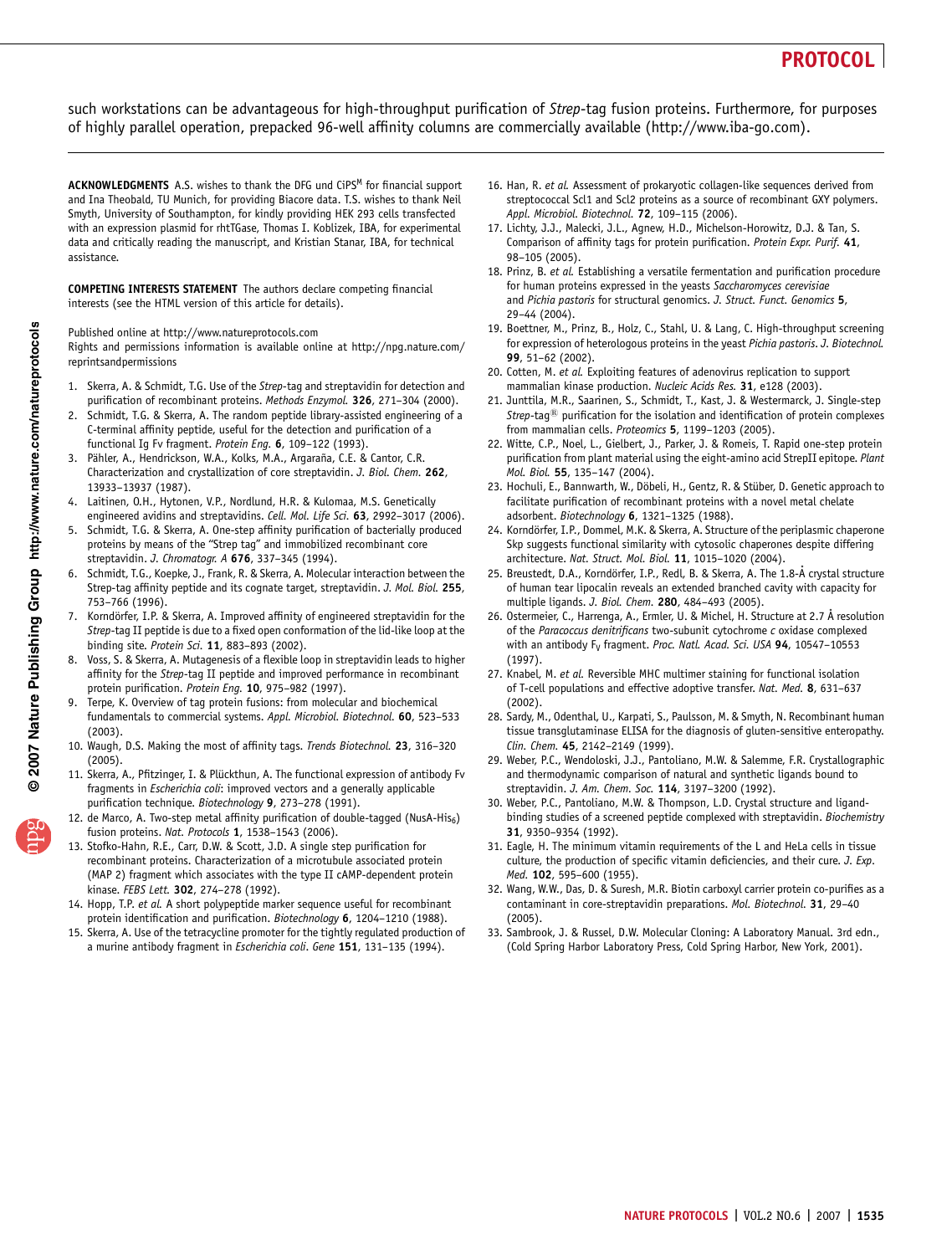such workstations can be advantageous for high-throughput purification of *Strep*-tag fusion proteins. Furthermore, for purposes of highly parallel operation, prepacked 96-well affinity columns are commercially available (http://www.iba-go.com).

**ACKNOWLEDGMENTS** A.S. wishes to thank the DFG und CiPS[M] for financial support and Ina Theobald, TU Munich, for providing Biacore data. T.S. wishes to thank Neil Smyth, University of Southampton, for kindly providing HEK 293 cells transfected with an expression plasmid for rhtTGase, Thomas I. Koblizek, IBA, for experimental data and critically reading the manuscript, and Kristian Stanar, IBA, for technical assistance.

**COMPETING INTERESTS STATEMENT** The authors declare competing financial interests (see the HTML version of this article for details).

Published online at http://www.natureprotocols.com
Rights and permissions information is available online at http://npg.nature.com/reprintsandpermissions

1. Skerra, A. & Schmidt, T.G. Use of the *Strep*-tag and streptavidin for detection and purification of recombinant proteins. *Methods Enzymol.* **326**, 271–304 (2000).
2. Schmidt, T.G. & Skerra, A. The random peptide library-assisted engineering of a C-terminal affinity peptide, useful for the detection and purification of a functional Ig Fv fragment. *Protein Eng.* **6**, 109–122 (1993).
3. Pähler, A., Hendrickson, W.A., Kolks, M.A., Argaraña, C.E. & Cantor, C.R. Characterization and crystallization of core streptavidin. *J. Biol. Chem.* **262**, 13933–13937 (1987).
4. Laitinen, O.H., Hytonen, V.P., Nordlund, H.R. & Kulomaa, M.S. Genetically engineered avidins and streptavidins. *Cell. Mol. Life Sci.* **63**, 2992–3017 (2006).
5. Schmidt, T.G. & Skerra, A. One-step affinity purification of bacterially produced proteins by means of the "Strep tag" and immobilized recombinant core streptavidin. *J. Chromatogr. A* **676**, 337–345 (1994).
6. Schmidt, T.G., Koepke, J., Frank, R. & Skerra, A. Molecular interaction between the Strep-tag affinity peptide and its cognate target, streptavidin. *J. Mol. Biol.* **255**, 753–766 (1996).
7. Korndörfer, I.P. & Skerra, A. Improved affinity of engineered streptavidin for the *Strep*-tag II peptide is due to a fixed open conformation of the lid-like loop at the binding site. *Protein Sci.* **11**, 883–893 (2002).
8. Voss, S. & Skerra, A. Mutagenesis of a flexible loop in streptavidin leads to higher affinity for the *Strep*-tag II peptide and improved performance in recombinant protein purification. *Protein Eng.* **10**, 975–982 (1997).
9. Terpe, K. Overview of tag protein fusions: from molecular and biochemical fundamentals to commercial systems. *Appl. Microbiol. Biotechnol.* **60**, 523–533 (2003).
10. Waugh, D.S. Making the most of affinity tags. *Trends Biotechnol.* **23**, 316–320 (2005).
11. Skerra, A., Pfitzinger, I. & Plückthun, A. The functional expression of antibody Fv fragments in *Escherichia coli*: improved vectors and a generally applicable purification technique. *Biotechnology* **9**, 273–278 (1991).
12. de Marco, A. Two-step metal affinity purification of double-tagged (NusA-$His_6$) fusion proteins. *Nat. Protocols* **1**, 1538–1543 (2006).
13. Stofko-Hahn, R.E., Carr, D.W. & Scott, J.D. A single step purification for recombinant proteins. Characterization of a microtubule associated protein (MAP 2) fragment which associates with the type II cAMP-dependent protein kinase. *FEBS Lett.* **302**, 274–278 (1992).
14. Hopp, T.P. *et al.* A short polypeptide marker sequence useful for recombinant protein identification and purification. *Biotechnology* **6**, 1204–1210 (1988).
15. Skerra, A. Use of the tetracycline promoter for the tightly regulated production of a murine antibody fragment in *Escherichia coli*. *Gene* **151**, 131–135 (1994).
16. Han, R. *et al.* Assessment of prokaryotic collagen-like sequences derived from streptococcal Scl1 and Scl2 proteins as a source of recombinant GXY polymers. *Appl. Microbiol. Biotechnol.* **72**, 109–115 (2006).
17. Lichty, J.J., Malecki, J.L., Agnew, H.D., Michelson-Horowitz, D.J. & Tan, S. Comparison of affinity tags for protein purification. *Protein Expr. Purif.* **41**, 98–105 (2005).
18. Prinz, B. *et al.* Establishing a versatile fermentation and purification procedure for human proteins expressed in the yeasts *Saccharomyces cerevisiae* and *Pichia pastoris* for structural genomics. *J. Struct. Funct. Genomics* **5**, 29–44 (2004).
19. Boettner, M., Prinz, B., Holz, C., Stahl, U. & Lang, C. High-throughput screening for expression of heterologous proteins in the yeast *Pichia pastoris*. *J. Biotechnol.* **99**, 51–62 (2002).
20. Cotten, M. *et al.* Exploiting features of adenovirus replication to support mammalian kinase production. *Nucleic Acids Res.* **31**, e128 (2003).
21. Junttila, M.R., Saarinen, S., Schmidt, T., Kast, J. & Westermarck, J. Single-step *Strep*-tag® purification for the isolation and identification of protein complexes from mammalian cells. *Proteomics* **5**, 1199–1203 (2005).
22. Witte, C.P., Noel, L., Gielbert, J., Parker, J. & Romeis, T. Rapid one-step protein purification from plant material using the eight-amino acid StrepII epitope. *Plant Mol. Biol.* **55**, 135–147 (2004).
23. Hochuli, E., Bannwarth, W., Döbeli, H., Gentz, R. & Stüber, D. Genetic approach to facilitate purification of recombinant proteins with a novel metal chelate adsorbent. *Biotechnology* **6**, 1321–1325 (1988).
24. Korndörfer, I.P., Dommel, M.K. & Skerra, A. Structure of the periplasmic chaperone Skp suggests functional similarity with cytosolic chaperones despite differing architecture. *Nat. Struct. Mol. Biol.* **11**, 1015–1020 (2004).
25. Breustedt, D.A., Korndörfer, I.P., Redl, B. & Skerra, A. The 1.8-Å crystal structure of human tear lipocalin reveals an extended branched cavity with capacity for multiple ligands. *J. Biol. Chem.* **280**, 484–493 (2005).
26. Ostermeier, C., Harrenga, A., Ermler, U. & Michel, H. Structure at 2.7 Å resolution of the *Paracoccus denitrificans* two-subunit cytochrome *c* oxidase complexed with an antibody $F_V$ fragment. *Proc. Natl. Acad. Sci. USA* **94**, 10547–10553 (1997).
27. Knabel, M. *et al.* Reversible MHC multimer staining for functional isolation of T-cell populations and effective adoptive transfer. *Nat. Med.* **8**, 631–637 (2002).
28. Sardy, M., Odenthal, U., Karpati, S., Paulsson, M. & Smyth, N. Recombinant human tissue transglutaminase ELISA for the diagnosis of gluten-sensitive enteropathy. *Clin. Chem.* **45**, 2142–2149 (1999).
29. Weber, P.C., Wendoloski, J.J., Pantoliano, M.W. & Salemme, F.R. Crystallographic and thermodynamic comparison of natural and synthetic ligands bound to streptavidin. *J. Am. Chem. Soc.* **114**, 3197–3200 (1992).
30. Weber, P.C., Pantoliano, M.W. & Thompson, L.D. Crystal structure and ligand-binding studies of a screened peptide complexed with streptavidin. *Biochemistry* **31**, 9350–9354 (1992).
31. Eagle, H. The minimum vitamin requirements of the L and HeLa cells in tissue culture, the production of specific vitamin deficiencies, and their cure. *J. Exp. Med.* **102**, 595–600 (1955).
32. Wang, W.W., Das, D. & Suresh, M.R. Biotin carboxyl carrier protein co-purifies as a contaminant in core-streptavidin preparations. *Mol. Biotechnol.* **31**, 29–40 (2005).
33. Sambrook, J. & Russel, D.W. Molecular Cloning: A Laboratory Manual. 3rd edn., (Cold Spring Harbor Laboratory Press, Cold Spring Harbor, New York, 2001).